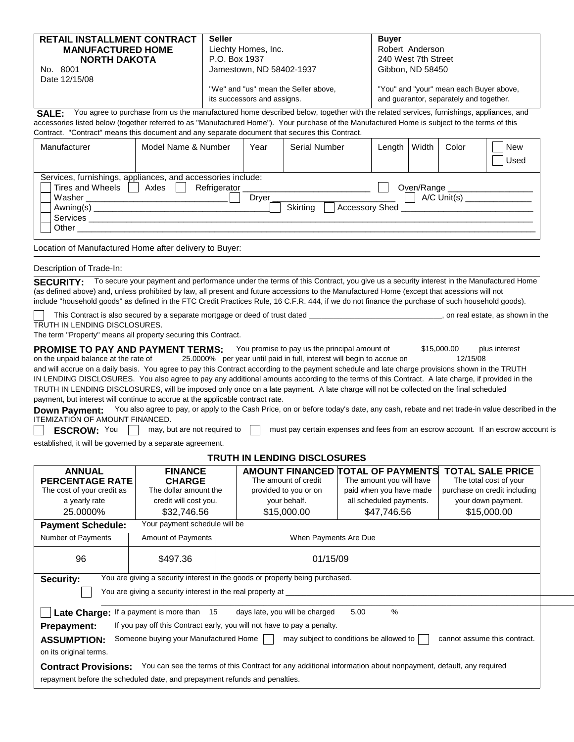| RETAIL INSTALLMENT CONTRACT MANUFACTURED HOME NORTH DAKOTA | Seller | Buyer |
|---|---|---|
| No. 8001 | Liechty Homes, Inc. | Robert Anderson |
| Date 12/15/08 | P.O. Box 1937 | 240 West 7th Street |
| | Jamestown, ND 58402-1937 | Gibbon, ND 58450 |
| | "We" and "us" mean the Seller above, its successors and assigns. | "You" and "your" mean each Buyer above, and guarantor, separately and together. |

**SALE:** You agree to purchase from us the manufactured home described below, together with the related services, furnishings, appliances, and accessories listed below (together referred to as "Manufactured Home"). Your purchase of the Manufactured Home is subject to the terms of this Contract. "Contract" means this document and any separate document that secures this Contract.

| Manufacturer | Model Name & Number | Year | Serial Number | Length | Width | Color | ☐ New ☐ Used |
|---|---|---|---|---|---|---|---|
| | | | | | | | |

Services, furnishings, appliances, and accessories include:
☐ Tires and Wheels ☐ Axles ☐ Refrigerator ____________ ☐ Oven/Range ____________
☐ Washer ____________ ☐ Dryer ____________ ☐ A/C Unit(s) ____________
☐ Awning(s) ____________ ☐ Skirting ☐ Accessory Shed ____________
☐ Services ____________
☐ Other ____________

Location of Manufactured Home after delivery to Buyer:

Description of Trade-In:

**SECURITY:** To secure your payment and performance under the terms of this Contract, you give us a security interest in the Manufactured Home (as defined above) and, unless prohibited by law, all present and future accessions to the Manufactured Home (except that acessions will not include "household goods" as defined in the FTC Credit Practices Rule, 16 C.F.R. 444, if we do not finance the purchase of such household goods).

☐ This Contract is also secured by a separate mortgage or deed of trust dated ____________, on real estate, as shown in the TRUTH IN LENDING DISCLOSURES.

The term "Property" means all property securing this Contract.

**PROMISE TO PAY AND PAYMENT TERMS:** You promise to pay us the principal amount of $15,000.00 plus interest on the unpaid balance at the rate of 25.0000% per year until paid in full, interest will begin to accrue on 12/15/08 and will accrue on a daily basis. You agree to pay this Contract according to the payment schedule and late charge provisions shown in the TRUTH IN LENDING DISCLOSURES. You also agree to pay any additional amounts according to the terms of this Contract. A late charge, if provided in the TRUTH IN LENDING DISCLOSURES, will be imposed only once on a late payment. A late charge will not be collected on the final scheduled payment, but interest will continue to accrue at the applicable contract rate.

**Down Payment:** You also agree to pay, or apply to the Cash Price, on or before today's date, any cash, rebate and net trade-in value described in the ITEMIZATION OF AMOUNT FINANCED.

☐ **ESCROW:** You ☐ may, but are not required to ☐ must pay certain expenses and fees from an escrow account. If an escrow account is established, it will be governed by a separate agreement.

## TRUTH IN LENDING DISCLOSURES

| ANNUAL PERCENTAGE RATE The cost of your credit as a yearly rate | FINANCE CHARGE The dollar amount the credit will cost you. | AMOUNT FINANCED The amount of credit provided to you or on your behalf. | TOTAL OF PAYMENTS The amount you will have paid when you have made all scheduled payments. | TOTAL SALE PRICE The total cost of your purchase on credit including your down payment. |
|---|---|---|---|---|
| 25.0000% | $32,746.56 | $15,000.00 | $47,746.56 | $15,000.00 |

**Payment Schedule:** Your payment schedule will be

| Number of Payments | Amount of Payments | When Payments Are Due |
|---|---|---|
| 96 | $497.36 | 01/15/09 |

**Security:** You are giving a security interest in the goods or property being purchased.
☐ You are giving a security interest in the real property at ____________

☐ **Late Charge:** If a payment is more than 15 days late, you will be charged 5.00 %

**Prepayment:** If you pay off this Contract early, you will not have to pay a penalty.

**ASSUMPTION:** Someone buying your Manufactured Home ☐ may subject to conditions be allowed to ☐ cannot assume this contract. on its original terms.

**Contract Provisions:** You can see the terms of this Contract for any additional information about nonpayment, default, any required repayment before the scheduled date, and prepayment refunds and penalties.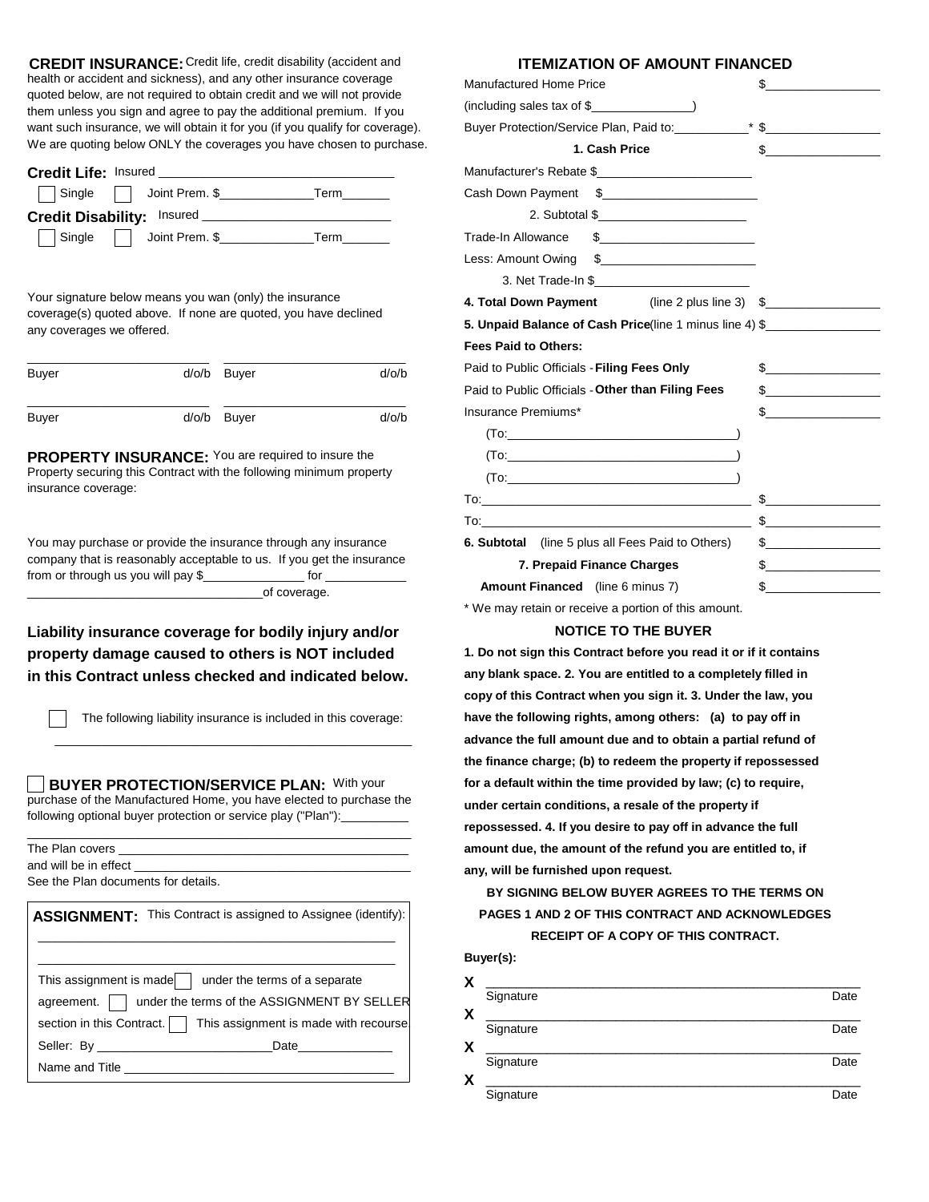**CREDIT INSURANCE:** Credit life, credit disability (accident and health or accident and sickness), and any other insurance coverage quoted below, are not required to obtain credit and we will not provide them unless you sign and agree to pay the additional premium. If you want such insurance, we will obtain it for you (if you qualify for coverage). We are quoting below ONLY the coverages you have chosen to purchase.

**Credit Life:** Insured ______________________________

☐ Single ☐ Joint Prem. $_____________Term_______

**Credit Disability:** Insured __________________________

☐ Single ☐ Joint Prem. $_____________Term_______

Your signature below means you wan (only) the insurance coverage(s) quoted above. If none are quoted, you have declined any coverages we offered.

| | | | |
|---|---|---|---|
| Buyer | d/o/b | Buyer | d/o/b |
| Buyer | d/o/b | Buyer | d/o/b |

**PROPERTY INSURANCE:** You are required to insure the Property securing this Contract with the following minimum property insurance coverage:

You may purchase or provide the insurance through any insurance company that is reasonably acceptable to us. If you get the insurance from or through us you will pay $______________ for ____________ ______________________________of coverage.

**Liability insurance coverage for bodily injury and/or property damage caused to others is NOT included in this Contract unless checked and indicated below.**

☐ The following liability insurance is included in this coverage:

______________________________________________________

☐ **BUYER PROTECTION/SERVICE PLAN:** With your purchase of the Manufactured Home, you have elected to purchase the following optional buyer protection or service play ("Plan"):__________

______________________________________________________

The Plan covers ________________________________________

and will be in effect _____________________________________

See the Plan documents for details.

**ASSIGNMENT:** This Contract is assigned to Assignee (identify):

______________________________________________________

______________________________________________________

This assignment is made ☐ under the terms of a separate agreement. ☐ under the terms of the ASSIGNMENT BY SELLER section in this Contract. ☐ This assignment is made with recourse.

Seller: By ________________________Date_____________

Name and Title ______________________________________

## ITEMIZATION OF AMOUNT FINANCED

| | |
|---|---|
| Manufactured Home Price | $________________ |
| (including sales tax of $______________) | |
| Buyer Protection/Service Plan, Paid to:___________* | $________________ |
| **1. Cash Price** | $________________ |
| Manufacturer's Rebate $_____________________ | |
| Cash Down Payment $_____________________ | |
| 2. Subtotal $_____________________ | |
| Trade-In Allowance $_____________________ | |
| Less: Amount Owing $_____________________ | |
| 3. Net Trade-In $_____________________ | |
| **4. Total Down Payment** (line 2 plus line 3) | $________________ |
| **5. Unpaid Balance of Cash Price** (line 1 minus line 4) | $________________ |
| **Fees Paid to Others:** | |
| Paid to Public Officials - **Filing Fees Only** | $________________ |
| Paid to Public Officials - **Other than Filing Fees** | $________________ |
| Insurance Premiums* | $________________ |
| (To:_________________________________) | |
| (To:_________________________________) | |
| (To:_________________________________) | |
| To:_________________________________ | $________________ |
| To:_________________________________ | $________________ |
| **6. Subtotal** (line 5 plus all Fees Paid to Others) | $________________ |
| **7. Prepaid Finance Charges** | $________________ |
| **Amount Financed** (line 6 minus 7) | $________________ |

\* We may retain or receive a portion of this amount.

### NOTICE TO THE BUYER

**1. Do not sign this Contract before you read it or if it contains any blank space. 2. You are entitled to a completely filled in copy of this Contract when you sign it. 3. Under the law, you have the following rights, among others: (a) to pay off in advance the full amount due and to obtain a partial refund of the finance charge; (b) to redeem the property if repossessed for a default within the time provided by law; (c) to require, under certain conditions, a resale of the property if repossessed. 4. If you desire to pay off in advance the full amount due, the amount of the refund you are entitled to, if any, will be furnished upon request.**

**BY SIGNING BELOW BUYER AGREES TO THE TERMS ON PAGES 1 AND 2 OF THIS CONTRACT AND ACKNOWLEDGES RECEIPT OF A COPY OF THIS CONTRACT.**

**Buyer(s):**

**X** ______________________________________________
Signature Date

**X** ______________________________________________
Signature Date

**X** ______________________________________________
Signature Date

**X** ______________________________________________
Signature Date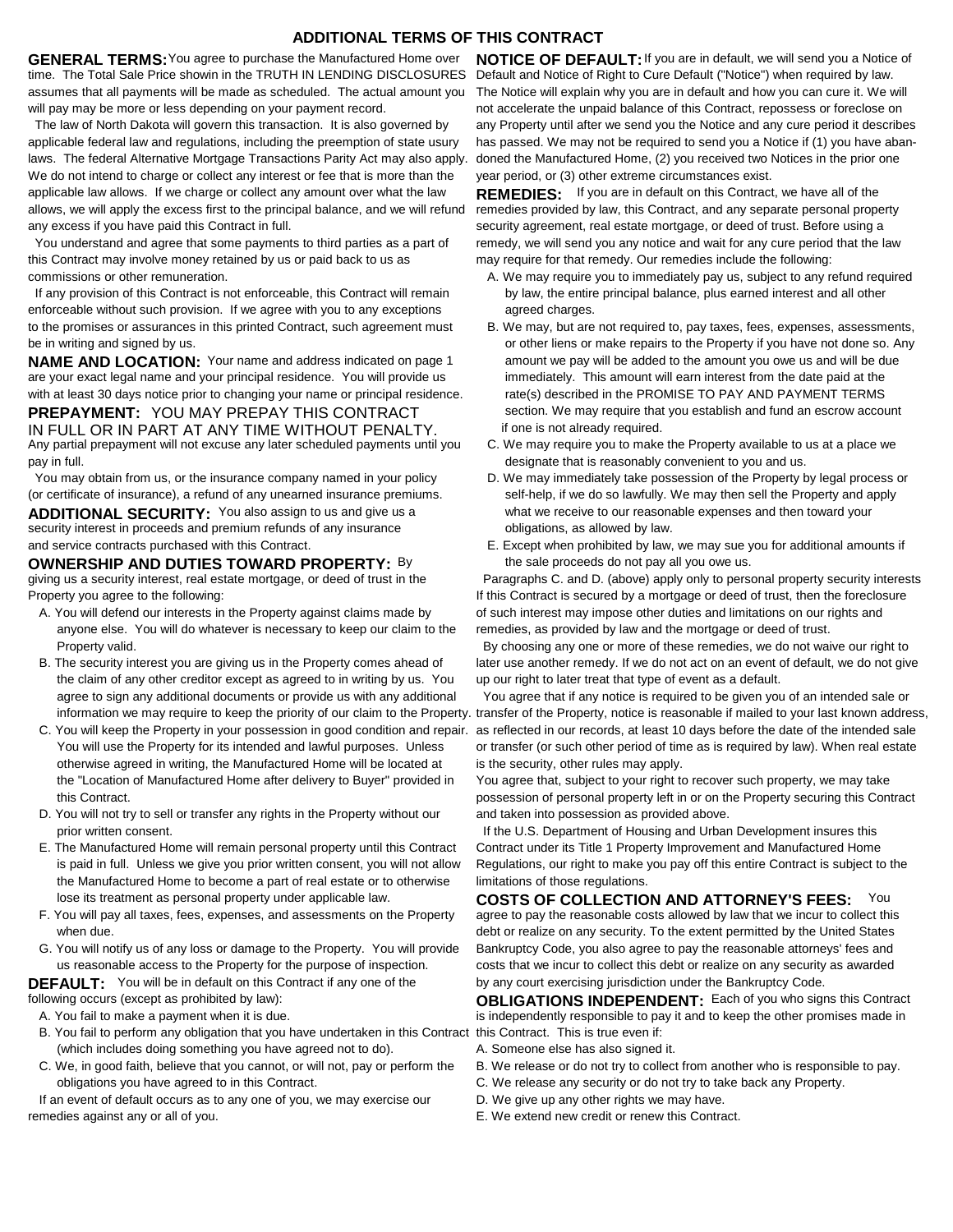# ADDITIONAL TERMS OF THIS CONTRACT

**GENERAL TERMS:** You agree to purchase the Manufactured Home over time. The Total Sale Price showin in the TRUTH IN LENDING DISCLOSURES assumes that all payments will be made as scheduled. The actual amount you will pay may be more or less depending on your payment record.

The law of North Dakota will govern this transaction. It is also governed by applicable federal law and regulations, including the preemption of state usury laws. The federal Alternative Mortgage Transactions Parity Act may also apply. We do not intend to charge or collect any interest or fee that is more than the applicable law allows. If we charge or collect any amount over what the law allows, we will apply the excess first to the principal balance, and we will refund any excess if you have paid this Contract in full.

You understand and agree that some payments to third parties as a part of this Contract may involve money retained by us or paid back to us as commissions or other remuneration.

If any provision of this Contract is not enforceable, this Contract will remain enforceable without such provision. If we agree with you to any exceptions to the promises or assurances in this printed Contract, such agreement must be in writing and signed by us.

**NAME AND LOCATION:** Your name and address indicated on page 1 are your exact legal name and your principal residence. You will provide us with at least 30 days notice prior to changing your name or principal residence.

**PREPAYMENT:** YOU MAY PREPAY THIS CONTRACT IN FULL OR IN PART AT ANY TIME WITHOUT PENALTY. Any partial prepayment will not excuse any later scheduled payments until you pay in full.

You may obtain from us, or the insurance company named in your policy (or certificate of insurance), a refund of any unearned insurance premiums.

**ADDITIONAL SECURITY:** You also assign to us and give us a security interest in proceeds and premium refunds of any insurance and service contracts purchased with this Contract.

**OWNERSHIP AND DUTIES TOWARD PROPERTY:** By giving us a security interest, real estate mortgage, or deed of trust in the Property you agree to the following:

A. You will defend our interests in the Property against claims made by anyone else. You will do whatever is necessary to keep our claim to the Property valid.

B. The security interest you are giving us in the Property comes ahead of the claim of any other creditor except as agreed to in writing by us. You agree to sign any additional documents or provide us with any additional information we may require to keep the priority of our claim to the Property.

C. You will keep the Property in your possession in good condition and repair. You will use the Property for its intended and lawful purposes. Unless otherwise agreed in writing, the Manufactured Home will be located at the "Location of Manufactured Home after delivery to Buyer" provided in this Contract.

D. You will not try to sell or transfer any rights in the Property without our prior written consent.

E. The Manufactured Home will remain personal property until this Contract is paid in full. Unless we give you prior written consent, you will not allow the Manufactured Home to become a part of real estate or to otherwise lose its treatment as personal property under applicable law.

F. You will pay all taxes, fees, expenses, and assessments on the Property when due.

G. You will notify us of any loss or damage to the Property. You will provide us reasonable access to the Property for the purpose of inspection.

**DEFAULT:** You will be in default on this Contract if any one of the following occurs (except as prohibited by law):

A. You fail to make a payment when it is due.

B. You fail to perform any obligation that you have undertaken in this Contract (which includes doing something you have agreed not to do).

C. We, in good faith, believe that you cannot, or will not, pay or perform the obligations you have agreed to in this Contract.

If an event of default occurs as to any one of you, we may exercise our remedies against any or all of you.

**NOTICE OF DEFAULT:** If you are in default, we will send you a Notice of Default and Notice of Right to Cure Default ("Notice") when required by law. The Notice will explain why you are in default and how you can cure it. We will not accelerate the unpaid balance of this Contract, repossess or foreclose on any Property until after we send you the Notice and any cure period it describes has passed. We may not be required to send you a Notice if (1) you have abandoned the Manufactured Home, (2) you received two Notices in the prior one year period, or (3) other extreme circumstances exist.

**REMEDIES:** If you are in default on this Contract, we have all of the remedies provided by law, this Contract, and any separate personal property security agreement, real estate mortgage, or deed of trust. Before using a remedy, we will send you any notice and wait for any cure period that the law may require for that remedy. Our remedies include the following:

A. We may require you to immediately pay us, subject to any refund required by law, the entire principal balance, plus earned interest and all other agreed charges.

B. We may, but are not required to, pay taxes, fees, expenses, assessments, or other liens or make repairs to the Property if you have not done so. Any amount we pay will be added to the amount you owe us and will be due immediately. This amount will earn interest from the date paid at the rate(s) described in the PROMISE TO PAY AND PAYMENT TERMS section. We may require that you establish and fund an escrow account if one is not already required.

C. We may require you to make the Property available to us at a place we designate that is reasonably convenient to you and us.

D. We may immediately take possession of the Property by legal process or self-help, if we do so lawfully. We may then sell the Property and apply what we receive to our reasonable expenses and then toward your obligations, as allowed by law.

E. Except when prohibited by law, we may sue you for additional amounts if the sale proceeds do not pay all you owe us.

Paragraphs C. and D. (above) apply only to personal property security interests If this Contract is secured by a mortgage or deed of trust, then the foreclosure of such interest may impose other duties and limitations on our rights and remedies, as provided by law and the mortgage or deed of trust.

By choosing any one or more of these remedies, we do not waive our right to later use another remedy. If we do not act on an event of default, we do not give up our right to later treat that type of event as a default.

You agree that if any notice is required to be given you of an intended sale or transfer of the Property, notice is reasonable if mailed to your last known address, as reflected in our records, at least 10 days before the date of the intended sale or transfer (or such other period of time as is required by law). When real estate is the security, other rules may apply.

You agree that, subject to your right to recover such property, we may take possession of personal property left in or on the Property securing this Contract and taken into possession as provided above.

If the U.S. Department of Housing and Urban Development insures this Contract under its Title 1 Property Improvement and Manufactured Home Regulations, our right to make you pay off this entire Contract is subject to the limitations of those regulations.

**COSTS OF COLLECTION AND ATTORNEY'S FEES:** You agree to pay the reasonable costs allowed by law that we incur to collect this debt or realize on any security. To the extent permitted by the United States Bankruptcy Code, you also agree to pay the reasonable attorneys' fees and costs that we incur to collect this debt or realize on any security as awarded by any court exercising jurisdiction under the Bankruptcy Code.

**OBLIGATIONS INDEPENDENT:** Each of you who signs this Contract is independently responsible to pay it and to keep the other promises made in this Contract. This is true even if:

A. Someone else has also signed it.

B. We release or do not try to collect from another who is responsible to pay.

C. We release any security or do not try to take back any Property.

D. We give up any other rights we may have.

E. We extend new credit or renew this Contract.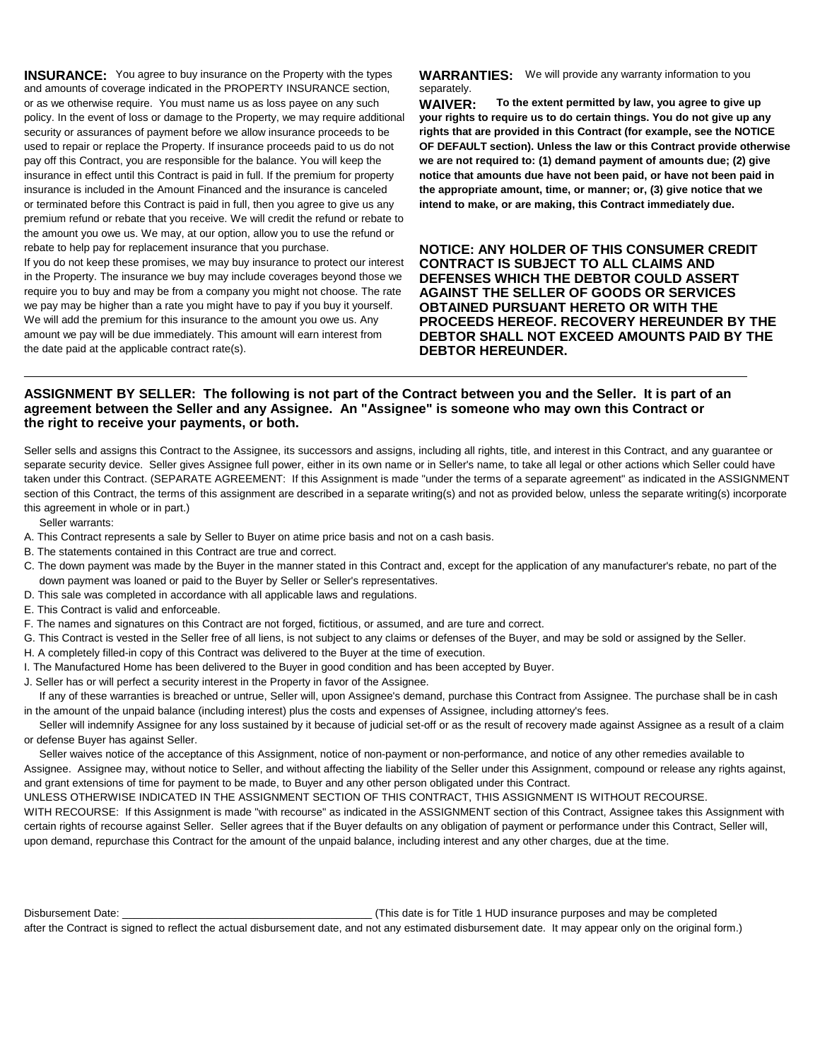**INSURANCE:** You agree to buy insurance on the Property with the types and amounts of coverage indicated in the PROPERTY INSURANCE section, or as we otherwise require. You must name us as loss payee on any such policy. In the event of loss or damage to the Property, we may require additional security or assurances of payment before we allow insurance proceeds to be used to repair or replace the Property. If insurance proceeds paid to us do not pay off this Contract, you are responsible for the balance. You will keep the insurance in effect until this Contract is paid in full. If the premium for property insurance is included in the Amount Financed and the insurance is canceled or terminated before this Contract is paid in full, then you agree to give us any premium refund or rebate that you receive. We will credit the refund or rebate to the amount you owe us. We may, at our option, allow you to use the refund or rebate to help pay for replacement insurance that you purchase.
If you do not keep these promises, we may buy insurance to protect our interest in the Property. The insurance we buy may include coverages beyond those we require you to buy and may be from a company you might not choose. The rate we pay may be higher than a rate you might have to pay if you buy it yourself. We will add the premium for this insurance to the amount you owe us. Any amount we pay will be due immediately. This amount will earn interest from the date paid at the applicable contract rate(s).

**WARRANTIES:** We will provide any warranty information to you separately.

**WAIVER: To the extent permitted by law, you agree to give up your rights to require us to do certain things. You do not give up any rights that are provided in this Contract (for example, see the NOTICE OF DEFAULT section). Unless the law or this Contract provide otherwise we are not required to: (1) demand payment of amounts due; (2) give notice that amounts due have not been paid, or have not been paid in the appropriate amount, time, or manner; or, (3) give notice that we intend to make, or are making, this Contract immediately due.**

**NOTICE: ANY HOLDER OF THIS CONSUMER CREDIT CONTRACT IS SUBJECT TO ALL CLAIMS AND DEFENSES WHICH THE DEBTOR COULD ASSERT AGAINST THE SELLER OF GOODS OR SERVICES OBTAINED PURSUANT HERETO OR WITH THE PROCEEDS HEREOF. RECOVERY HEREUNDER BY THE DEBTOR SHALL NOT EXCEED AMOUNTS PAID BY THE DEBTOR HEREUNDER.**

---

**ASSIGNMENT BY SELLER: The following is not part of the Contract between you and the Seller. It is part of an agreement between the Seller and any Assignee. An "Assignee" is someone who may own this Contract or the right to receive your payments, or both.**

Seller sells and assigns this Contract to the Assignee, its successors and assigns, including all rights, title, and interest in this Contract, and any guarantee or separate security device. Seller gives Assignee full power, either in its own name or in Seller's name, to take all legal or other actions which Seller could have taken under this Contract. (SEPARATE AGREEMENT: If this Assignment is made "under the terms of a separate agreement" as indicated in the ASSIGNMENT section of this Contract, the terms of this assignment are described in a separate writing(s) and not as provided below, unless the separate writing(s) incorporate this agreement in whole or in part.)

Seller warrants:

A. This Contract represents a sale by Seller to Buyer on atime price basis and not on a cash basis.
B. The statements contained in this Contract are true and correct.
C. The down payment was made by the Buyer in the manner stated in this Contract and, except for the application of any manufacturer's rebate, no part of the down payment was loaned or paid to the Buyer by Seller or Seller's representatives.
D. This sale was completed in accordance with all applicable laws and regulations.
E. This Contract is valid and enforceable.
F. The names and signatures on this Contract are not forged, fictitious, or assumed, and are ture and correct.
G. This Contract is vested in the Seller free of all liens, is not subject to any claims or defenses of the Buyer, and may be sold or assigned by the Seller.
H. A completely filled-in copy of this Contract was delivered to the Buyer at the time of execution.
I. The Manufactured Home has been delivered to the Buyer in good condition and has been accepted by Buyer.
J. Seller has or will perfect a security interest in the Property in favor of the Assignee.

If any of these warranties is breached or untrue, Seller will, upon Assignee's demand, purchase this Contract from Assignee. The purchase shall be in cash in the amount of the unpaid balance (including interest) plus the costs and expenses of Assignee, including attorney's fees.

Seller will indemnify Assignee for any loss sustained by it because of judicial set-off or as the result of recovery made against Assignee as a result of a claim or defense Buyer has against Seller.

Seller waives notice of the acceptance of this Assignment, notice of non-payment or non-performance, and notice of any other remedies available to Assignee. Assignee may, without notice to Seller, and without affecting the liability of the Seller under this Assignment, compound or release any rights against, and grant extensions of time for payment to be made, to Buyer and any other person obligated under this Contract.

UNLESS OTHERWISE INDICATED IN THE ASSIGNMENT SECTION OF THIS CONTRACT, THIS ASSIGNMENT IS WITHOUT RECOURSE.

WITH RECOURSE: If this Assignment is made "with recourse" as indicated in the ASSIGNMENT section of this Contract, Assignee takes this Assignment with certain rights of recourse against Seller. Seller agrees that if the Buyer defaults on any obligation of payment or performance under this Contract, Seller will, upon demand, repurchase this Contract for the amount of the unpaid balance, including interest and any other charges, due at the time.

Disbursement Date: ________________________________________ (This date is for Title 1 HUD insurance purposes and may be completed after the Contract is signed to reflect the actual disbursement date, and not any estimated disbursement date. It may appear only on the original form.)